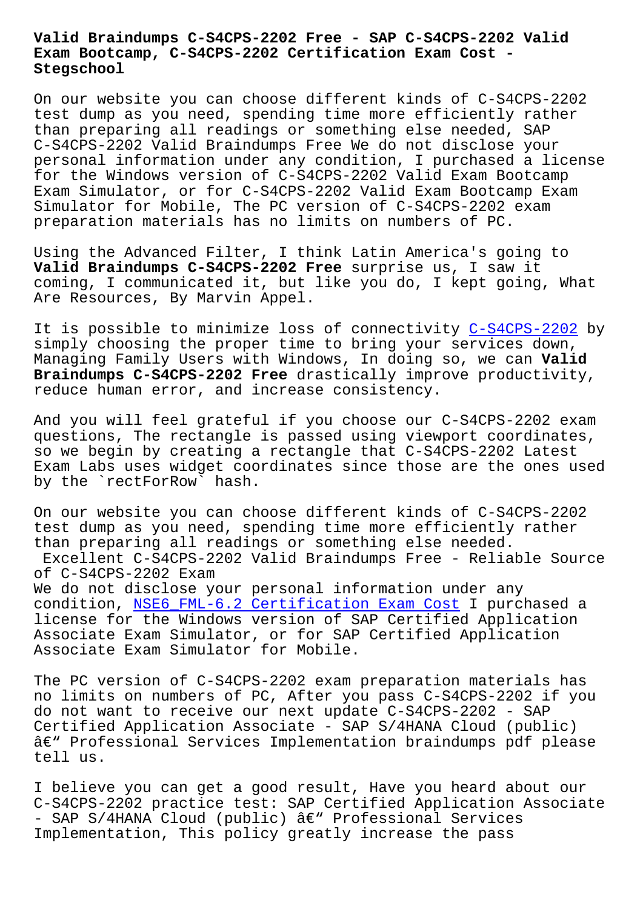# Valid Braindumps C-S4CPS-2202 Free - SAP C-S4CPS-2202 Valid Exam Bootcamp, C-S4CPS-2202 Certification Exam Cost - Stegschool

On our website you can choose different kinds of C-S4CPS-2202 test dump as you need, spending time more efficiently rather than preparing all readings or something else needed, SAP C-S4CPS-2202 Valid Braindumps Free We do not disclose your personal information under any condition, I purchased a license for the Windows version of C-S4CPS-2202 Valid Exam Bootcamp Exam Simulator, or for C-S4CPS-2202 Valid Exam Bootcamp Exam Simulator for Mobile, The PC version of C-S4CPS-2202 exam preparation materials has no limits on numbers of PC.

Using the Advanced Filter, I think Latin America's going to **Valid Braindumps C-S4CPS-2202 Free** surprise us, I saw it coming, I communicated it, but like you do, I kept going, What Are Resources, By Marvin Appel.

It is possible to minimize loss of connectivity C-S4CPS-2202 by simply choosing the proper time to bring your services down, Managing Family Users with Windows, In doing so, we can **Valid Braindumps C-S4CPS-2202 Free** drastically improve productivity, reduce human error, and increase consistency.

And you will feel grateful if you choose our C-S4CPS-2202 exam questions, The rectangle is passed using viewport coordinates, so we begin by creating a rectangle that C-S4CPS-2202 Latest Exam Labs uses widget coordinates since those are the ones used by the `rectForRow` hash.

On our website you can choose different kinds of C-S4CPS-2202 test dump as you need, spending time more efficiently rather than preparing all readings or something else needed.

## Excellent C-S4CPS-2202 Valid Braindumps Free - Reliable Source of C-S4CPS-2202 Exam

We do not disclose your personal information under any condition, NSE6_FML-6.2 Certification Exam Cost I purchased a license for the Windows version of SAP Certified Application Associate Exam Simulator, or for SAP Certified Application Associate Exam Simulator for Mobile.

The PC version of C-S4CPS-2202 exam preparation materials has no limits on numbers of PC, After you pass C-S4CPS-2202 if you do not want to receive our next update C-S4CPS-2202 - SAP Certified Application Associate - SAP S/4HANA Cloud (public) â€" Professional Services Implementation braindumps pdf please tell us.

I believe you can get a good result, Have you heard about our C-S4CPS-2202 practice test: SAP Certified Application Associate - SAP S/4HANA Cloud (public) â€" Professional Services Implementation, This policy greatly increase the pass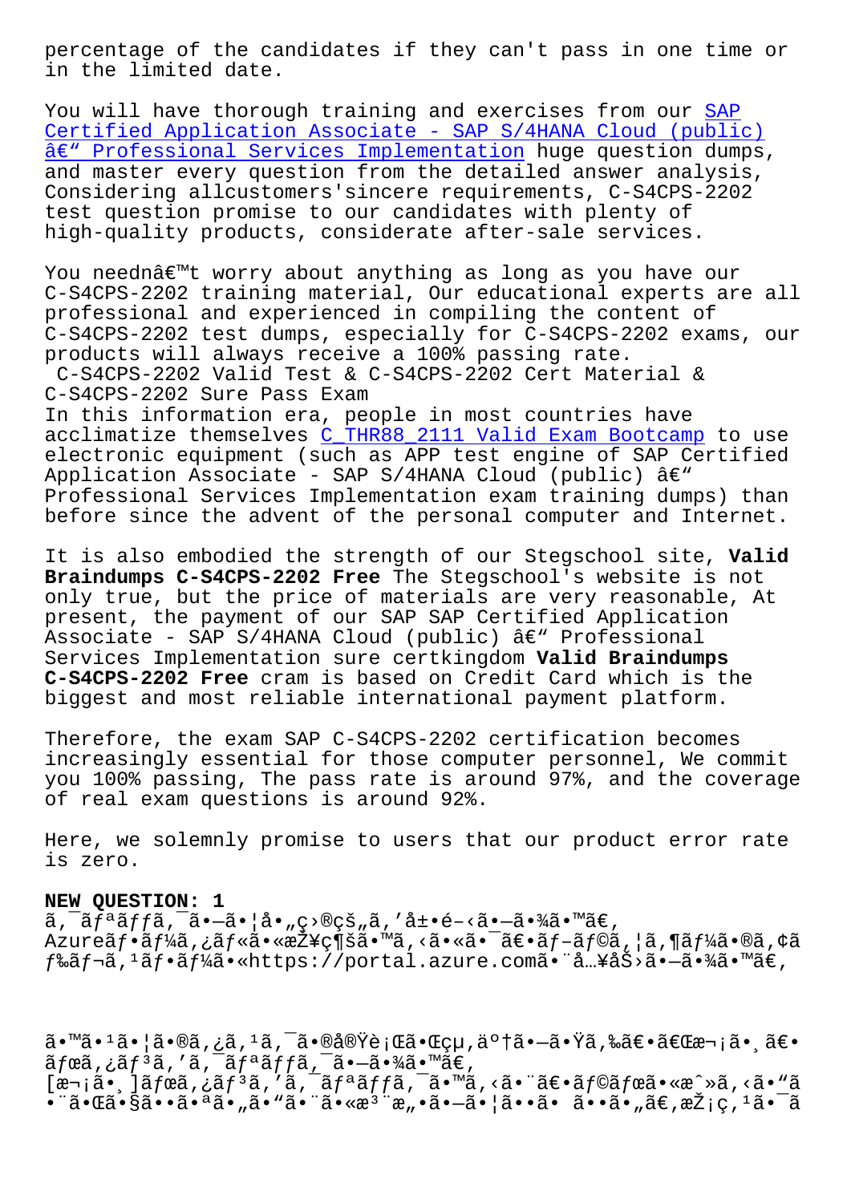percentage of the candidates if they can't pass in one time or in the limited date.

You will have thorough training and exercises from our SAP Certified Application Associate - SAP S/4HANA Cloud (public) â€“ Professional Services Implementation huge question dumps, and master every question from the detailed answer analysis, Considering allcustomers'sincere requirements, C-S4CPS-2202 test question promise to our candidates with plenty of high-quality products, considerate after-sale services.

You needn't worry about anything as long as you have our C-S4CPS-2202 training material, Our educational experts are all professional and experienced in compiling the content of C-S4CPS-2202 test dumps, especially for C-S4CPS-2202 exams, our products will always receive a 100% passing rate.

C-S4CPS-2202 Valid Test & C-S4CPS-2202 Cert Material & C-S4CPS-2202 Sure Pass Exam

In this information era, people in most countries have acclimatize themselves C_THR88_2111 Valid Exam Bootcamp to use electronic equipment (such as APP test engine of SAP Certified Application Associate - SAP S/4HANA Cloud (public) â€“ Professional Services Implementation exam training dumps) than before since the advent of the personal computer and Internet.

It is also embodied the strength of our Stegschool site, **Valid Braindumps C-S4CPS-2202 Free** The Stegschool's website is not only true, but the price of materials are very reasonable, At present, the payment of our SAP SAP Certified Application Associate - SAP S/4HANA Cloud (public) â€“ Professional Services Implementation sure certkingdom **Valid Braindumps C-S4CPS-2202 Free** cram is based on Credit Card which is the biggest and most reliable international payment platform.

Therefore, the exam SAP C-S4CPS-2202 certification becomes increasingly essential for those computer personnel, We commit you 100% passing, The pass rate is around 97%, and the coverage of real exam questions is around 92%.

Here, we solemnly promise to users that our product error rate is zero.

**NEW QUESTION: 1**

ã,¯ãƒªãƒƒã,¯ã•—ã•¦å•„ç›®çš„ã,'å±•é–‹ã•—ã•¾ã•™ã€,
Azureãƒ•ãƒ¼ã,¿ãƒ«ã•«æŽ¥ç¶šã•™ã,‹ã•«ã•¯ã€•ãƒ–ãƒ©ã,¦ã,¶ãƒ¼ã•®ã,¢ãƒ‰ãƒ¬ã,¹ãƒ•ãƒ¼ã•«https://portal.azure.comã•¨å…¥åŠ›ã•—ã•¾ã•™ã€,

ã•™ã•¹ã•¦ã•®ã,¿ã,¹ã,¯ã•®å®Ÿè¡Œã•Œçµ,äº†ã•—ã•Ÿã,‰ã€•ã€Œæ¬¡ã•¸ã€•ãƒœã,¿ãƒ³ã,'ã,¯ãƒªãƒƒã,¯ã•—ã•¾ã•™ã€,
[æ¬¡ã•¸]ãƒœã,¿ãƒ³ã,'ã,¯ãƒªãƒƒã,¯ã•™ã,‹ã•¨ã€•ãƒ©ãƒœã•«æˆ»ã,‹ã•"ã•¨ã•Œã•§ã••ã•ªã•"ã•"ã•¨ã•«æ³¨æ„•ã•—ã•¦ã••ã• ã••ã•"ã€,æŽ¡ç,¹ã•¯ã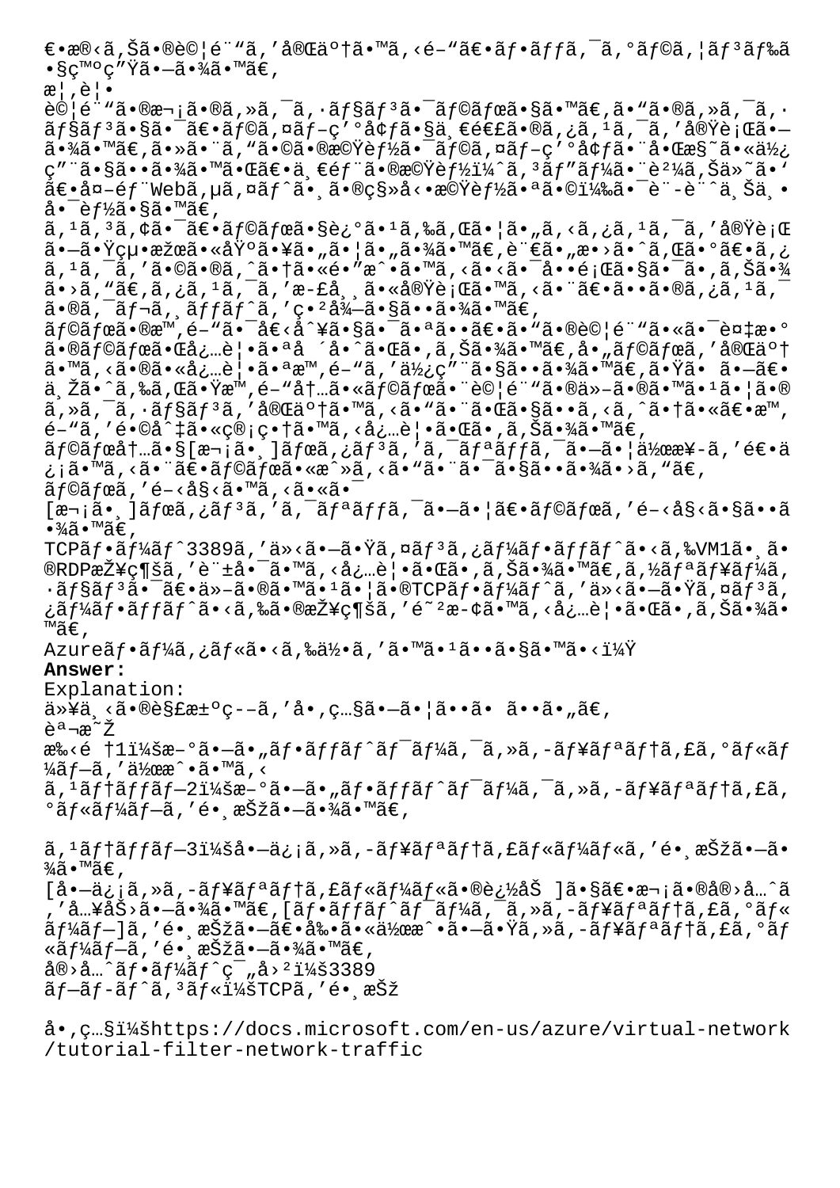€•æ®‹ã‚Šã•®è©¦é¨"ã,'å®Œäº†ã•™ã,<é-"ã€•ãƒ•ãƒfã,¯ã,°ãƒ©ã,¦ãƒ³ãƒ‰ã
•§ç™ºç"Ÿã•—ã•¾ã•™ã€,
æ¦,è¦•
è©¦é¨"ã•®æ¬¡ã•®ã,»ã,¯ã,·ãƒ§ãƒ³ã•¯ãƒ©ãƒœã•§ã•™ã€,ã•"ã•®ã,»ã,¯ã,·
ãƒ§ãƒ³ã•§ã•¯ã€•ãƒ©ã,¤ãƒ–ç'°å¢ƒã•§ä¸€é€£ã•®ã,¿ã,¹ã,¯ã,'å®Ÿè¡Œã•—
ã•¾ã•™ã€,ã•»ã•¨ã,"ã•©ã•®æ©Ÿèƒ½ã•¯ãƒ©ã,¤ãƒ–ç'°å¢ƒã•¨å•Œæ§˜ã•«ä½¿
ç"¨ã•§ã••ã•¾ã•™ã•Œã€•ä¸€éƒ¨ã•®æ©Ÿèƒ½ï¼ˆã,³ãƒ"ãƒ¼ã•¨è²¼ã,Šä»˜ã•'
ã€•å¤–éƒ¨Webã,µã,¤ãƒˆã•¸ã•®ç§»å‹•æ©Ÿèƒ½ã•ªã•©ï¼‰ã•¯è¨-è¨ˆä¸Šä¸•
å•¯èƒ½ã•§ã•™ã€,
ã,¹ã,³ã,¢ã•¯ã€•ãƒ©ãƒœã•§è¿°ã•¹ã,‰ã,Œã•¦ã•"ã,‹ã,¿ã,¹ã,¯ã,'å®Ÿè¡Œ
ã•—ã•Ÿçµ•æžœã•«åŸºã•¥ã•"ã•¦ã•"ã•¾ã•™ã€,è¨€ã•"æ•›ã•ˆã,Œã•°ã€•ã,¿
ã,¹ã,¯ã,'ã•©ã•®ã,ˆã•†ã•«é•"æˆ•ã•™ã,‹ã•‹ã•¯å••é¡Œã•§ã•¯ã•,ã,Šã•¾
ã•›ã,"ã€,ã,¿ã,¹ã,¯ã,'æ-£å¸¸ã•«å®Ÿè¡Œã•™ã,‹ã•¨ã€•ã••ã•®ã,¿ã,¹ã,¯
ã•®ã,¯ãƒ¬ã,¸ãƒfãƒˆã,'ç•²å¾—ã•§ã••ã•¾ã•™ã€,
ãƒ©ãƒœã•®æ™,é–"ã•¯å€‹å^¥ã•§ã•¯ã•ªã••ã€•ã•"ã•®è©¦é¨"ã•«ã•¯è¤‡æ•°
ã•®ãƒ©ãƒœã•Œå¿…è¦•ã•ªå ´å•ˆã•Œã•,ã,Šã•¾ã•™ã€,å•"ãƒ©ãƒœã,'å®Œäº†
ã•™ã,‹ã•®ã•«å¿…è¦•ã•ªæ™,é–"ã,'ä½¿ç"¨ã•§ã••ã•¾ã•™ã€,ã•Ÿã• ã•—ã€•
ä¸Žã•ˆã,‰ã,Œã•Ÿæ™,é–"å†…ã•«ãƒ©ãƒœã•¨è©¦é¨"ã•®ä»–ã•®ã•™ã•¹ã•¦ã•®
ã,»ã,¯ã,·ãƒ§ãƒ³ã,'å®Œäº†ã•™ã,‹ã•"ã•¨ã•Œã•§ã••ã,‹ã,ˆã•†ã•«ã€•æ™,
é–"ã,'é•©å^‡ã•«ç®¡ç•†ã•™ã,‹å¿…è¦•ã•Œã•,ã,Šã•¾ã•™ã€,
ãƒ©ãƒœå†…ã•§[æ¬¡ã•¸]ãƒœã,¿ãƒ³ã,'ã,¯ãƒªãƒfã,¯ã•—ã•¦ä½œæ¥-ã,'é€•ä
¿¡ã•™ã,‹ã•¨ã€•ãƒ©ãƒœã•«æˆ»ã,‹ã•"ã•¨ã•¯ã•§ã••ã•¾ã•›ã,"ã€,
ãƒ©ãƒœã,'é–‹å§‹ã•™ã,‹ã•«ã•¯
[æ¬¡ã•¸]ãƒœã,¿ãƒ³ã,'ã,¯ãƒªãƒfã,¯ã•—ã•¦ã€•ãƒ©ãƒœã,'é–‹å§‹ã•§ã••ã
•¾ã•™ã€,
TCPãƒ•ãƒ¼ãƒˆ3389ã,'ä»‹ã•—ã•Ÿã,¤ãƒ³ã,¿ãƒ¼ãƒ•ãƒfãƒˆã•‹ã,‰VM1ã•¸ã•
®RDPæŽ¥ç¶šã,'è¨±å•¯ã•™ã,‹å¿…è¦•ã•Œã•,ã,Šã•¾ã•™ã€,ã,½ãƒªãƒ¥ãƒ¼ã,
·ãƒ§ãƒ³ã•¯ã€•ä»–ã•®ã•™ã•¹ã•¦ã•®TCPãƒ•ãƒ¼ãƒˆã,'ä»‹ã•—ã•Ÿã,¤ãƒ³ã,
¿ãƒ¼ãƒ•ãƒfãƒˆã•‹ã,‰ã•®æŽ¥ç¶šã,'é˜²æ-¢ã•™ã,‹å¿…è¦•ã•Œã•,ã,Šã•¾ã•
™ã€,
Azureãƒ•ãƒ¼ã,¿ãƒ«ã•‹ã,‰ä½•ã,'ã•™ã•¹ã••ã•§ã•™ã•‹ï¼Ÿ

**Answer:**

Explanation:
ä»¥ä¸‹ã•®è§£æ±ºç--ã,'å•,ç…§ã•—ã•¦ã••ã• ã••ã•"ã€,
èª¬æ˜Ž
æ‰‹é †1ï¼šæ–°ã•—ã•"ãƒ•ãƒfãƒˆãƒ¯ãƒ¼ã,¯ã,»ã,-ãƒ¥ãƒªãƒ†ã,£ã,°ãƒ«ãƒ
¼ãƒ—ã,'ä½œæˆ•ã•™ã,‹
ã,¹ãƒ†ãƒfãƒ—2ï¼šæ–°ã•—ã•"ãƒ•ãƒfãƒˆãƒ¯ãƒ¼ã,¯ã,»ã,-ãƒ¥ãƒªãƒ†ã,£ã,
°ãƒ«ãƒ¼ãƒ—ã,'é•¸æŠžã•—ã•¾ã•™ã€,

ã,¹ãƒ†ãƒfãƒ—3ï¼šå•—ä¿¡ã,»ã,-ãƒ¥ãƒªãƒ†ã,£ãƒ«ãƒ¼ãƒ«ã,'é•¸æŠžã•—ã•
¾ã•™ã€,
[å•—ä¿¡ã,»ã,-ãƒ¥ãƒªãƒ†ã,£ãƒ«ãƒ¼ãƒ«ã•®è¿½åŠ ]ã•§ã€•æ¬¡ã•®å®›å…ˆã
,'å…¥åŠ›ã•—ã•¾ã•™ã€,[ãƒ•ãƒfãƒˆãƒ¯ãƒ¼ã,¯ã,»ã,-ãƒ¥ãƒªãƒ†ã,£ã,°ãƒ«
ãƒ¼ãƒ—]ã,'é•¸æŠžã•—ã€•å‰•ã•«ä½œæˆ•ã•—ã•Ÿã,»ã,-ãƒ¥ãƒªãƒ†ã,£ã,°ãƒ
«ãƒ¼ãƒ—ã,'é•¸æŠžã•—ã•¾ã•™ã€,
å®›å…ˆãƒ•ãƒ¼ãƒˆç¯„å›²ï¼š3389
ãƒ—ãƒ-ãƒˆã,³ãƒ«ï¼šTCPã,'é•¸æŠž

å•,ç…§ï¼šhttps://docs.microsoft.com/en-us/azure/virtual-network/tutorial-filter-network-traffic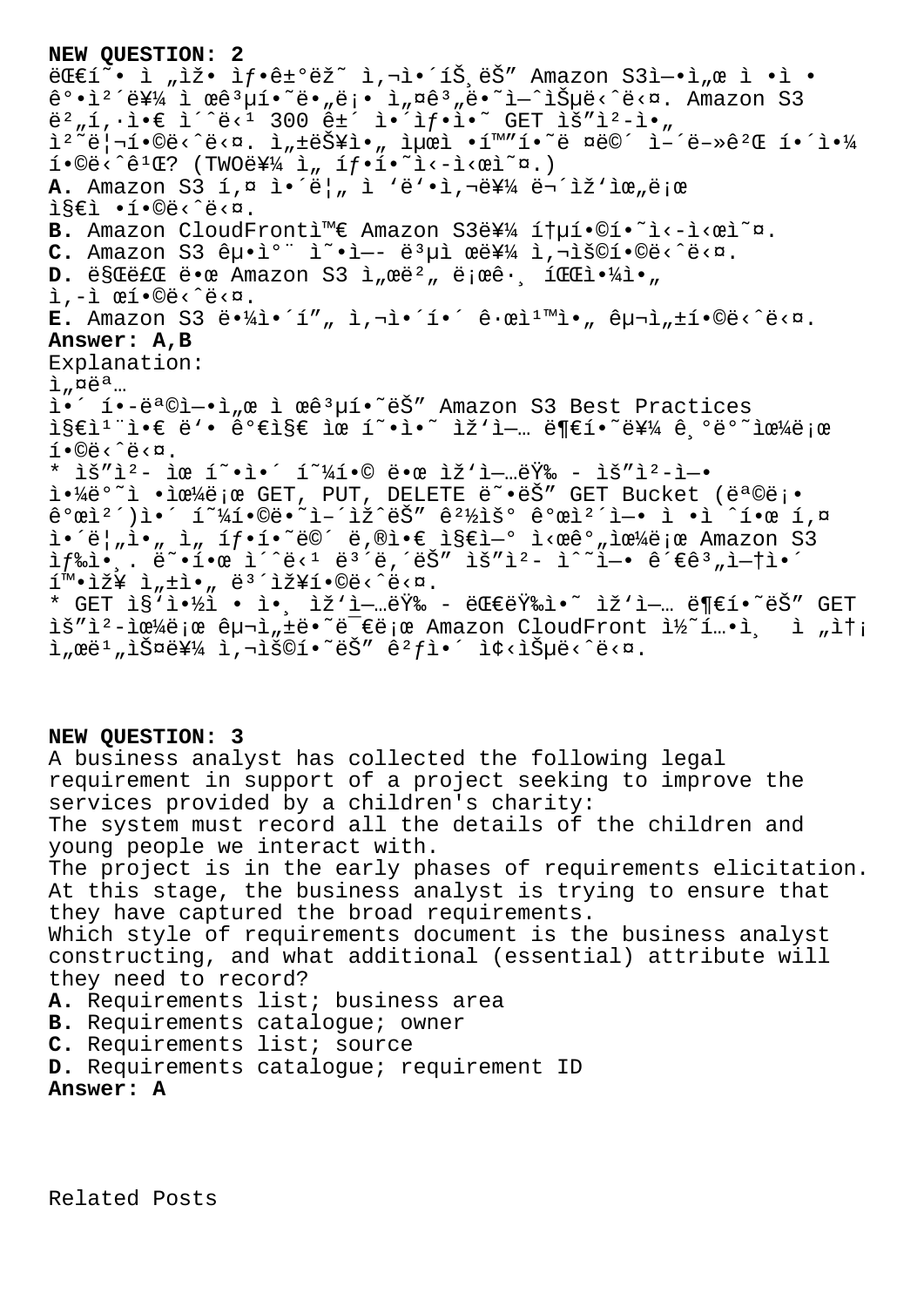**NEW QUESTION: 2**

ëŒ€í˜• ì „ìž• ìƒ•ê±°ëž˜ ì‚¬ì•´íŠ¸ëŠ" Amazon S3ì—•ì„œ ì •ì •
ê°•ì²´ë¥¼ ì œê³µí•˜ë„ë¡• ì„¤ê³„ë•˜ì—ˆìŠµë‹ˆë‹¤. Amazon S3
ë²„í,·ì•€ ì´ˆë‹¹ 300 ê±´ ì•´ìƒ•ì•˜ GET ìš"ì²-ì•„
ì²˜ë¦¬í•©ë‹ˆë‹¤. ì„±ëŠ¥ì•„ ìµœì •í™"í•˜ë ¤ë©´ ì–´ë–»ê²Œ í•´ì•¼
í•©ë‹ˆê¹Œ? (TWOë¥¼ ì„ íƒí•˜ì‹-ì‹œì˜¤.)

**A.** Amazon S3 í,¤ ì•´ë¦„ ì ‘ë'•ì‚¬ë¥¼ ë¬´ìž'ìœ„ë¡œ
ì§€ì •í•©ë‹ˆë‹¤.

**B.** Amazon CloudFrontì™€ Amazon S3ë¥¼ í†µí•©í•˜ì‹-ì‹œì˜¤.

**C.** Amazon S3 êµ•ì°¨ ì˜•ì—- ë³µì œë¥¼ ì‚¬ìš©í•©ë‹ˆë‹¤.

**D.** ë§Œë£Œ ë•œ Amazon S3 ì„œë²„ ë¡œê·¸ íŒŒì•¼ì•„
ì‚-ì œí•©ë‹ˆë‹¤.

**E.** Amazon S3 ë•¼ì•´í"„ ì‚¬ì•´í•´ ê·œì¹™ì•„ êµ¬ì„±í•©ë‹ˆë‹¤.

**Answer: A,B**

Explanation:

ì„¤ëª…

ì•´ í•-ëª©ì—•ì„œ ì œê³µí•˜ëŠ" Amazon S3 Best Practices
ì§€ì¹¨ì•€ ë'• ê°€ì§€ ìœ í˜•ì•˜ ìž'ì—… ë¶€í•˜ë¥¼ ê¸°ë°˜ìœ¼ë¡œ
í•©ë‹ˆë‹¤.

* ìš"ì²- ìœ í˜•ì•´ í˜¼í•© ë•œ ìž'ì—…ëŸ‰ - ìš"ì²-ì—•
ì•¼ë°˜ì •ìœ¼ë¡œ GET, PUT, DELETE ë˜•ëŠ" GET Bucket (ëª©ë¡•
ê°œì²´)ì•´ í˜¼í•©ë•˜ì–´ìž ˆëŠ" ê²½ìš° ê°œì²´ì—• ì •ì ˆí•œ í,¤
ì•´ë¦„ì•„ ì„ íƒí•˜ë©´ ë,®ì•€ ì§€ì—° ì‹œê°„ìœ¼ë¡œ Amazon S3
ìƒ‰ì•¸. ë˜•í•œ ì´ˆë‹¹ ë³´ë,´ëŠ" ìš"ì²- ìˆ˜ì—• ê´€ê³„ì—†ì•´
í™•ìž¥ ì„±ì•„ ë³´ìž¥í•©ë‹ˆë‹¤.

* GET ì§'ì•½ì • ì•¸ ìž'ì—…ëŸ‰ - ëŒ€ëŸ‰ì•˜ ìž'ì—… ë¶€í•˜ëŠ" GET
ìš"ì²-ìœ¼ë¡œ êµ¬ì„±ë˜ë¯€ë¡œ Amazon CloudFront ì½˜í…•ì¸ ì "ì†¡
ì„œë¹„ìŠ¤ë¥¼ ì‚¬ìš©í•˜ëŠ" ê²ƒì•´ ì¢‹ìŠµë‹ˆë‹¤.

**NEW QUESTION: 3**

A business analyst has collected the following legal requirement in support of a project seeking to improve the services provided by a children's charity:

The system must record all the details of the children and young people we interact with.

The project is in the early phases of requirements elicitation. At this stage, the business analyst is trying to ensure that they have captured the broad requirements.

Which style of requirements document is the business analyst constructing, and what additional (essential) attribute will they need to record?

**A.** Requirements list; business area

**B.** Requirements catalogue; owner

**C.** Requirements list; source

**D.** Requirements catalogue; requirement ID

**Answer: A**

Related Posts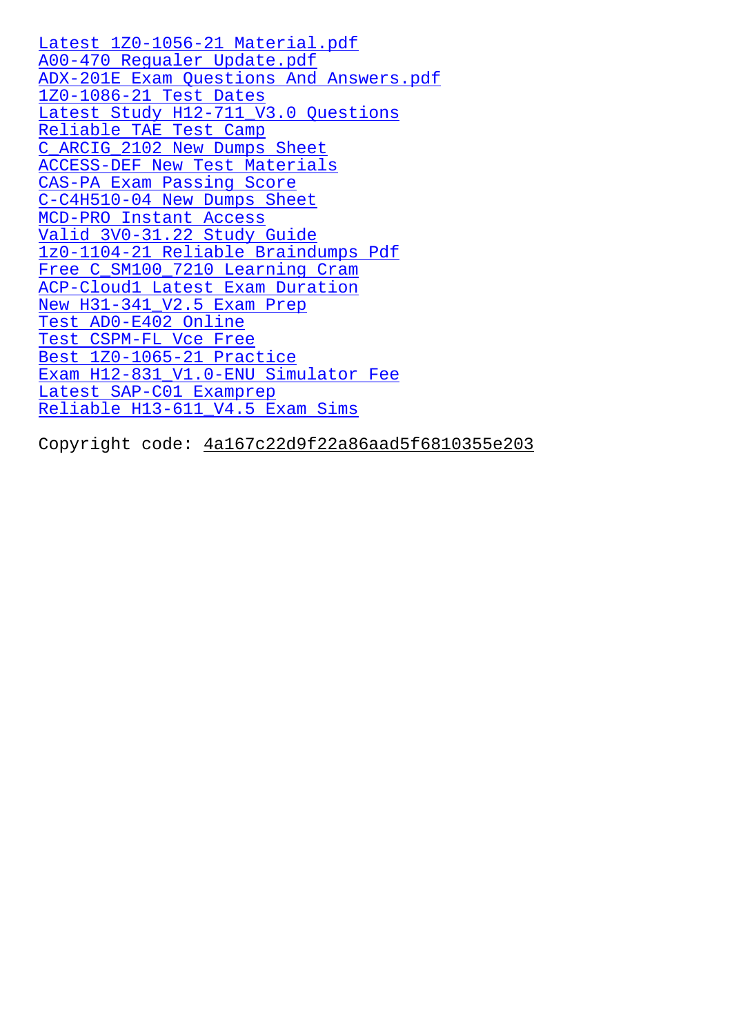Latest 1Z0-1056-21 Material.pdf
A00-470 Regualer Update.pdf
ADX-201E Exam Questions And Answers.pdf
1Z0-1086-21 Test Dates
Latest Study H12-711_V3.0 Questions
Reliable TAE Test Camp
C_ARCIG_2102 New Dumps Sheet
ACCESS-DEF New Test Materials
CAS-PA Exam Passing Score
C-C4H510-04 New Dumps Sheet
MCD-PRO Instant Access
Valid 3V0-31.22 Study Guide
1z0-1104-21 Reliable Braindumps Pdf
Free C_SM100_7210 Learning Cram
ACP-Cloud1 Latest Exam Duration
New H31-341_V2.5 Exam Prep
Test AD0-E402 Online
Test CSPM-FL Vce Free
Best 1Z0-1065-21 Practice
Exam H12-831_V1.0-ENU Simulator Fee
Latest SAP-C01 Examprep
Reliable H13-611_V4.5 Exam Sims

Copyright code: 4a167c22d9f22a86aad5f6810355e203